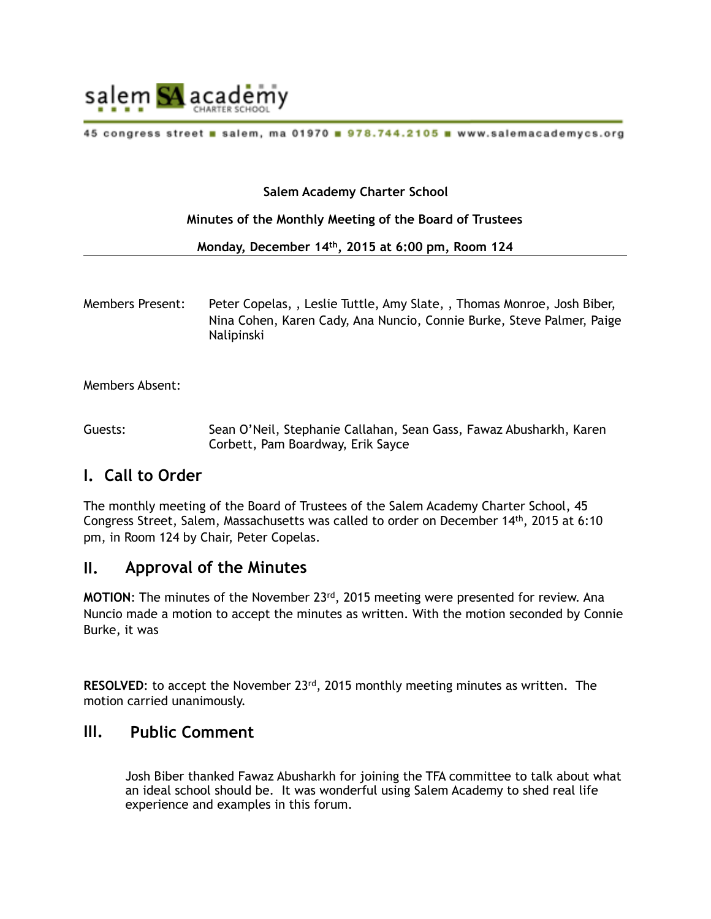salem SA academy CHARTER SCHOOL

45 congress street ■ salem, ma 01970 ■ 978.744.2105 ■ www.salemacademycs.org

**Salem Academy Charter School**

**Minutes of the Monthly Meeting of the Board of Trustees**

**Monday, December 14th, 2015 at 6:00 pm, Room 124**

---

Members Present: Peter Copelas, , Leslie Tuttle, Amy Slate, , Thomas Monroe, Josh Biber, Nina Cohen, Karen Cady, Ana Nuncio, Connie Burke, Steve Palmer, Paige Nalipinski

Members Absent:

Guests: Sean O'Neil, Stephanie Callahan, Sean Gass, Fawaz Abusharkh, Karen Corbett, Pam Boardway, Erik Sayce

## I. Call to Order

The monthly meeting of the Board of Trustees of the Salem Academy Charter School, 45 Congress Street, Salem, Massachusetts was called to order on December 14th, 2015 at 6:10 pm, in Room 124 by Chair, Peter Copelas.

## II. Approval of the Minutes

**MOTION**: The minutes of the November 23rd, 2015 meeting were presented for review. Ana Nuncio made a motion to accept the minutes as written. With the motion seconded by Connie Burke, it was

**RESOLVED**: to accept the November 23rd, 2015 monthly meeting minutes as written. The motion carried unanimously.

## III. Public Comment

Josh Biber thanked Fawaz Abusharkh for joining the TFA committee to talk about what an ideal school should be. It was wonderful using Salem Academy to shed real life experience and examples in this forum.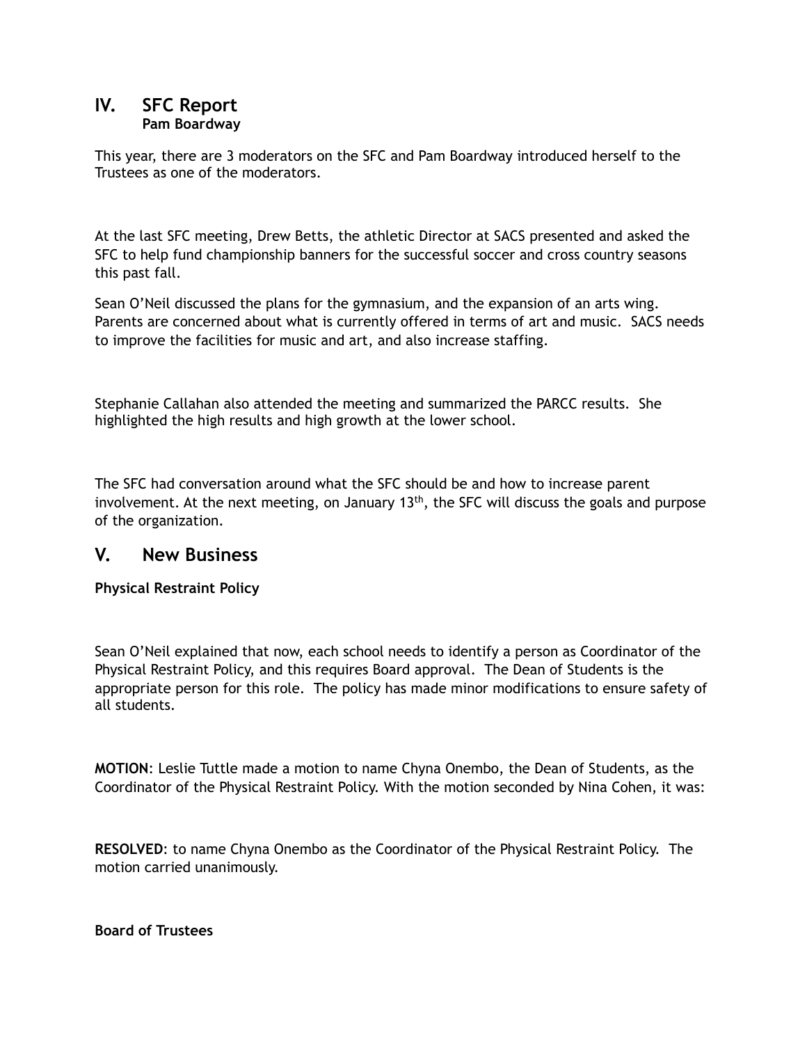## IV. SFC Report

**Pam Boardway**

This year, there are 3 moderators on the SFC and Pam Boardway introduced herself to the Trustees as one of the moderators.

At the last SFC meeting, Drew Betts, the athletic Director at SACS presented and asked the SFC to help fund championship banners for the successful soccer and cross country seasons this past fall.

Sean O'Neil discussed the plans for the gymnasium, and the expansion of an arts wing. Parents are concerned about what is currently offered in terms of art and music. SACS needs to improve the facilities for music and art, and also increase staffing.

Stephanie Callahan also attended the meeting and summarized the PARCC results. She highlighted the high results and high growth at the lower school.

The SFC had conversation around what the SFC should be and how to increase parent involvement. At the next meeting, on January 13th, the SFC will discuss the goals and purpose of the organization.

## V. New Business

**Physical Restraint Policy**

Sean O'Neil explained that now, each school needs to identify a person as Coordinator of the Physical Restraint Policy, and this requires Board approval. The Dean of Students is the appropriate person for this role. The policy has made minor modifications to ensure safety of all students.

**MOTION**: Leslie Tuttle made a motion to name Chyna Onembo, the Dean of Students, as the Coordinator of the Physical Restraint Policy. With the motion seconded by Nina Cohen, it was:

**RESOLVED**: to name Chyna Onembo as the Coordinator of the Physical Restraint Policy. The motion carried unanimously.

**Board of Trustees**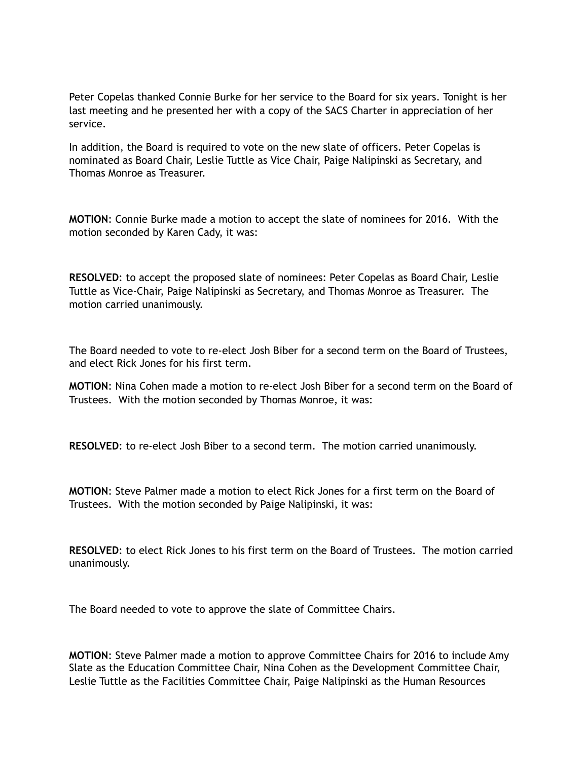Peter Copelas thanked Connie Burke for her service to the Board for six years. Tonight is her last meeting and he presented her with a copy of the SACS Charter in appreciation of her service.

In addition, the Board is required to vote on the new slate of officers. Peter Copelas is nominated as Board Chair, Leslie Tuttle as Vice Chair, Paige Nalipinski as Secretary, and Thomas Monroe as Treasurer.

**MOTION**: Connie Burke made a motion to accept the slate of nominees for 2016. With the motion seconded by Karen Cady, it was:

**RESOLVED**: to accept the proposed slate of nominees: Peter Copelas as Board Chair, Leslie Tuttle as Vice-Chair, Paige Nalipinski as Secretary, and Thomas Monroe as Treasurer. The motion carried unanimously.

The Board needed to vote to re-elect Josh Biber for a second term on the Board of Trustees, and elect Rick Jones for his first term.

**MOTION**: Nina Cohen made a motion to re-elect Josh Biber for a second term on the Board of Trustees. With the motion seconded by Thomas Monroe, it was:

**RESOLVED**: to re-elect Josh Biber to a second term. The motion carried unanimously.

**MOTION**: Steve Palmer made a motion to elect Rick Jones for a first term on the Board of Trustees. With the motion seconded by Paige Nalipinski, it was:

**RESOLVED**: to elect Rick Jones to his first term on the Board of Trustees. The motion carried unanimously.

The Board needed to vote to approve the slate of Committee Chairs.

**MOTION**: Steve Palmer made a motion to approve Committee Chairs for 2016 to include Amy Slate as the Education Committee Chair, Nina Cohen as the Development Committee Chair, Leslie Tuttle as the Facilities Committee Chair, Paige Nalipinski as the Human Resources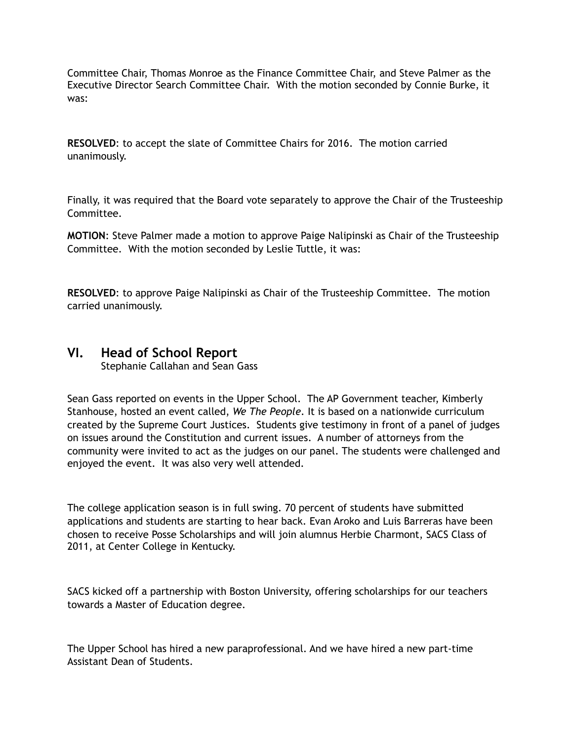Committee Chair, Thomas Monroe as the Finance Committee Chair, and Steve Palmer as the Executive Director Search Committee Chair. With the motion seconded by Connie Burke, it was:

**RESOLVED**: to accept the slate of Committee Chairs for 2016. The motion carried unanimously.

Finally, it was required that the Board vote separately to approve the Chair of the Trusteeship Committee.

**MOTION**: Steve Palmer made a motion to approve Paige Nalipinski as Chair of the Trusteeship Committee. With the motion seconded by Leslie Tuttle, it was:

**RESOLVED**: to approve Paige Nalipinski as Chair of the Trusteeship Committee. The motion carried unanimously.

## VI. Head of School Report

Stephanie Callahan and Sean Gass

Sean Gass reported on events in the Upper School. The AP Government teacher, Kimberly Stanhouse, hosted an event called, *We The People*. It is based on a nationwide curriculum created by the Supreme Court Justices. Students give testimony in front of a panel of judges on issues around the Constitution and current issues. A number of attorneys from the community were invited to act as the judges on our panel. The students were challenged and enjoyed the event. It was also very well attended.

The college application season is in full swing. 70 percent of students have submitted applications and students are starting to hear back. Evan Aroko and Luis Barreras have been chosen to receive Posse Scholarships and will join alumnus Herbie Charmont, SACS Class of 2011, at Center College in Kentucky.

SACS kicked off a partnership with Boston University, offering scholarships for our teachers towards a Master of Education degree.

The Upper School has hired a new paraprofessional. And we have hired a new part-time Assistant Dean of Students.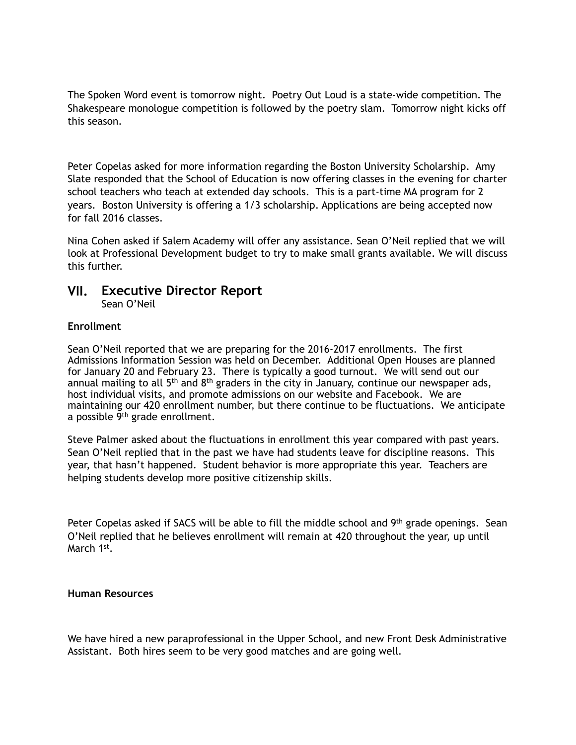The Spoken Word event is tomorrow night. Poetry Out Loud is a state-wide competition. The Shakespeare monologue competition is followed by the poetry slam. Tomorrow night kicks off this season.

Peter Copelas asked for more information regarding the Boston University Scholarship. Amy Slate responded that the School of Education is now offering classes in the evening for charter school teachers who teach at extended day schools. This is a part-time MA program for 2 years. Boston University is offering a 1/3 scholarship. Applications are being accepted now for fall 2016 classes.

Nina Cohen asked if Salem Academy will offer any assistance. Sean O'Neil replied that we will look at Professional Development budget to try to make small grants available. We will discuss this further.

## VII. Executive Director Report

Sean O'Neil

**Enrollment**

Sean O'Neil reported that we are preparing for the 2016-2017 enrollments. The first Admissions Information Session was held on December. Additional Open Houses are planned for January 20 and February 23. There is typically a good turnout. We will send out our annual mailing to all 5th and 8th graders in the city in January, continue our newspaper ads, host individual visits, and promote admissions on our website and Facebook. We are maintaining our 420 enrollment number, but there continue to be fluctuations. We anticipate a possible 9th grade enrollment.

Steve Palmer asked about the fluctuations in enrollment this year compared with past years. Sean O'Neil replied that in the past we have had students leave for discipline reasons. This year, that hasn't happened. Student behavior is more appropriate this year. Teachers are helping students develop more positive citizenship skills.

Peter Copelas asked if SACS will be able to fill the middle school and 9th grade openings. Sean O'Neil replied that he believes enrollment will remain at 420 throughout the year, up until March 1st.

**Human Resources**

We have hired a new paraprofessional in the Upper School, and new Front Desk Administrative Assistant. Both hires seem to be very good matches and are going well.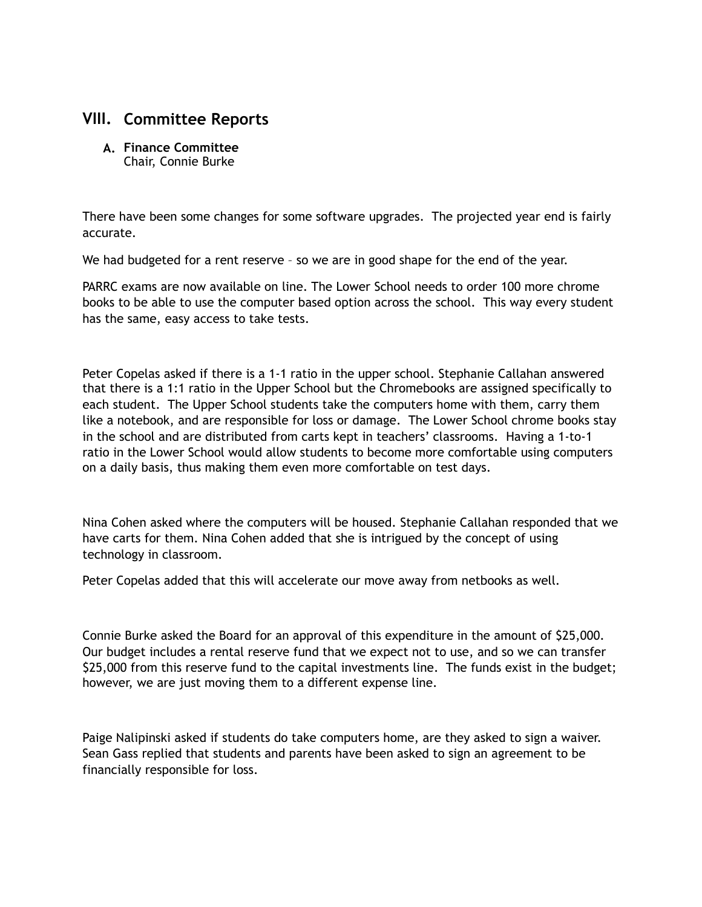## VIII. Committee Reports

### A. Finance Committee

Chair, Connie Burke

There have been some changes for some software upgrades. The projected year end is fairly accurate.

We had budgeted for a rent reserve – so we are in good shape for the end of the year.

PARRC exams are now available on line. The Lower School needs to order 100 more chrome books to be able to use the computer based option across the school. This way every student has the same, easy access to take tests.

Peter Copelas asked if there is a 1-1 ratio in the upper school. Stephanie Callahan answered that there is a 1:1 ratio in the Upper School but the Chromebooks are assigned specifically to each student. The Upper School students take the computers home with them, carry them like a notebook, and are responsible for loss or damage. The Lower School chrome books stay in the school and are distributed from carts kept in teachers' classrooms. Having a 1-to-1 ratio in the Lower School would allow students to become more comfortable using computers on a daily basis, thus making them even more comfortable on test days.

Nina Cohen asked where the computers will be housed. Stephanie Callahan responded that we have carts for them. Nina Cohen added that she is intrigued by the concept of using technology in classroom.

Peter Copelas added that this will accelerate our move away from netbooks as well.

Connie Burke asked the Board for an approval of this expenditure in the amount of $25,000. Our budget includes a rental reserve fund that we expect not to use, and so we can transfer $25,000 from this reserve fund to the capital investments line. The funds exist in the budget; however, we are just moving them to a different expense line.

Paige Nalipinski asked if students do take computers home, are they asked to sign a waiver. Sean Gass replied that students and parents have been asked to sign an agreement to be financially responsible for loss.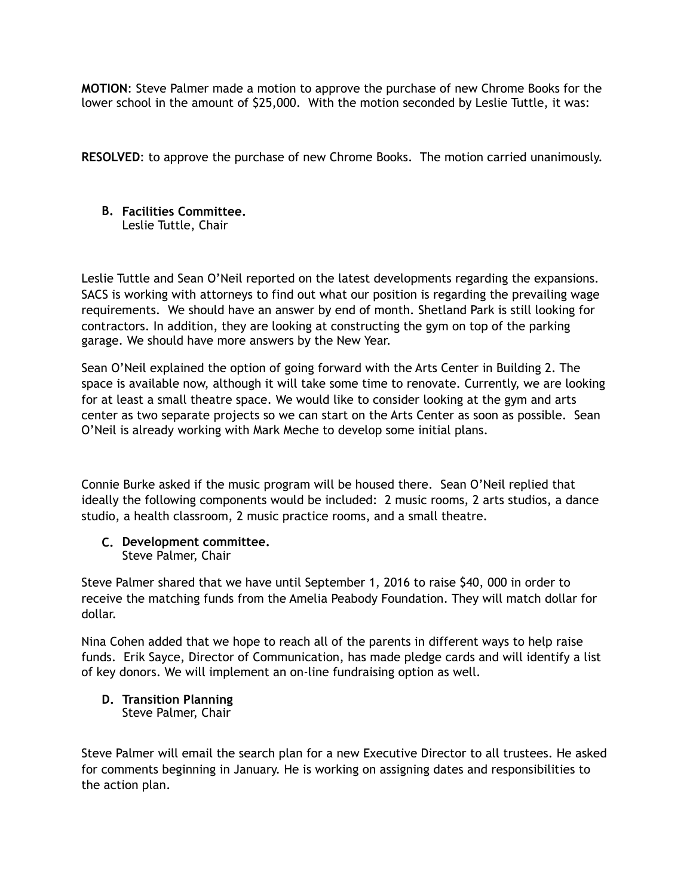**MOTION**: Steve Palmer made a motion to approve the purchase of new Chrome Books for the lower school in the amount of $25,000. With the motion seconded by Leslie Tuttle, it was:

**RESOLVED**: to approve the purchase of new Chrome Books. The motion carried unanimously.

B. **Facilities Committee.**
Leslie Tuttle, Chair

Leslie Tuttle and Sean O'Neil reported on the latest developments regarding the expansions. SACS is working with attorneys to find out what our position is regarding the prevailing wage requirements. We should have an answer by end of month. Shetland Park is still looking for contractors. In addition, they are looking at constructing the gym on top of the parking garage. We should have more answers by the New Year.

Sean O'Neil explained the option of going forward with the Arts Center in Building 2. The space is available now, although it will take some time to renovate. Currently, we are looking for at least a small theatre space. We would like to consider looking at the gym and arts center as two separate projects so we can start on the Arts Center as soon as possible. Sean O'Neil is already working with Mark Meche to develop some initial plans.

Connie Burke asked if the music program will be housed there. Sean O'Neil replied that ideally the following components would be included: 2 music rooms, 2 arts studios, a dance studio, a health classroom, 2 music practice rooms, and a small theatre.

C. **Development committee.**
Steve Palmer, Chair

Steve Palmer shared that we have until September 1, 2016 to raise $40, 000 in order to receive the matching funds from the Amelia Peabody Foundation. They will match dollar for dollar.

Nina Cohen added that we hope to reach all of the parents in different ways to help raise funds. Erik Sayce, Director of Communication, has made pledge cards and will identify a list of key donors. We will implement an on-line fundraising option as well.

D. **Transition Planning**
Steve Palmer, Chair

Steve Palmer will email the search plan for a new Executive Director to all trustees. He asked for comments beginning in January. He is working on assigning dates and responsibilities to the action plan.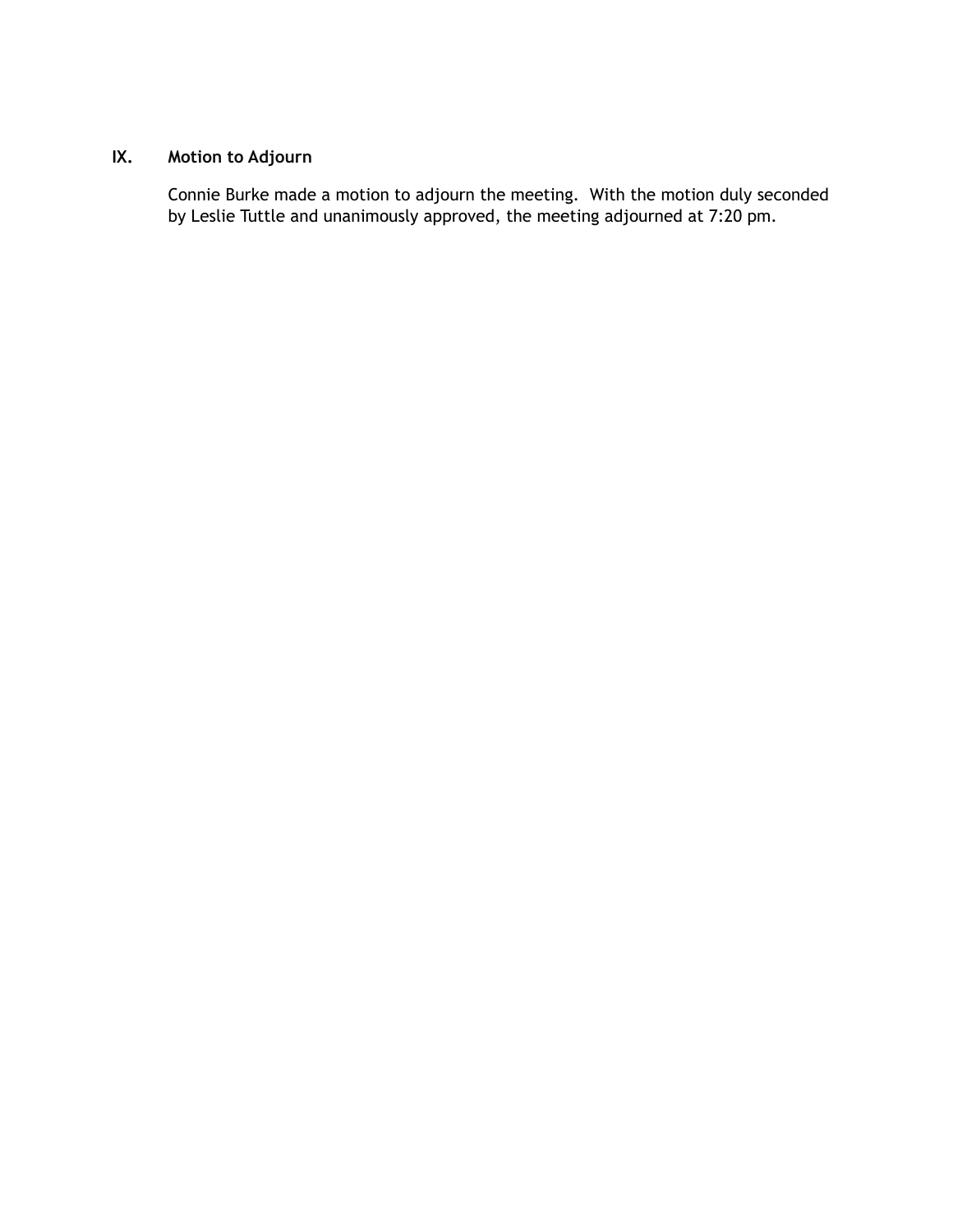## IX. Motion to Adjourn

Connie Burke made a motion to adjourn the meeting. With the motion duly seconded by Leslie Tuttle and unanimously approved, the meeting adjourned at 7:20 pm.